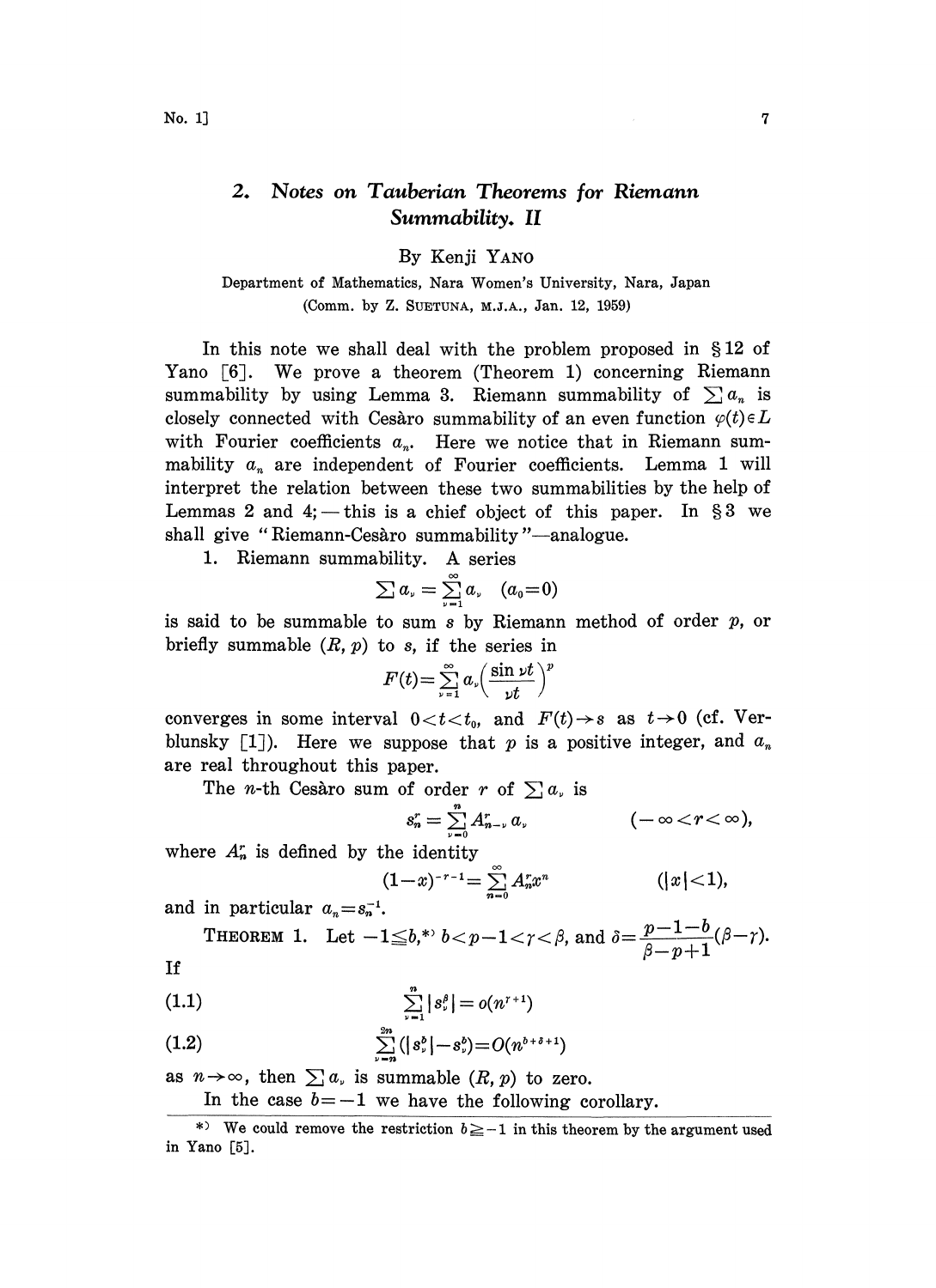# 2. *Notes on Tauberian Theorems for Riemann Summability. II*

By Kenji YANO

Department of Mathematics, Nara Women's University, Nara, Japan

(Comm. by Z. SUETUNA, M.J.A., Jan. 12, 1959)

In this note we shall deal with the problem proposed in §12 of Yano [6]. We prove a theorem (Theorem 1) concerning Riemann summability by using Lemma 3. Riemann summability of $\sum a_n$ is closely connected with Cesàro summability of an even function $\varphi(t) \in L$ with Fourier coefficients $a_n$. Here we notice that in Riemann summability $a_n$ are independent of Fourier coefficients. Lemma 1 will interpret the relation between these two summabilities by the help of Lemmas 2 and 4; — this is a chief object of this paper. In §3 we shall give "Riemann-Cesàro summability"—analogue.

1. Riemann summability. A series

$$\sum a_\nu = \sum_{\nu=1}^{\infty} a_\nu \quad (a_0 = 0)$$

is said to be summable to sum $s$ by Riemann method of order $p$, or briefly summable $(R, p)$ to $s$, if the series in

$$F(t) = \sum_{\nu=1}^{\infty} a_\nu \left( \frac{\sin \nu t}{\nu t} \right)^p$$

converges in some interval $0 < t < t_0$, and $F(t) \to s$ as $t \to 0$ (cf. Verblunsky [1]). Here we suppose that $p$ is a positive integer, and $a_n$ are real throughout this paper.

The $n$-th Cesàro sum of order $r$ of $\sum a_\nu$ is

$$s_n^r = \sum_{\nu=0}^{n} A_{n-\nu}^r a_\nu \qquad (-\infty < r < \infty),$$

where $A_n^r$ is defined by the identity

$$(1-x)^{-r-1} = \sum_{n=0}^{\infty} A_n^r x^n \qquad (|x| < 1),$$

and in particular $a_n = s_n^{-1}$.

THEOREM 1. Let $-1 \leqq b$,*) $b < p-1 < r < \beta$, and $\delta = \dfrac{p-1-b}{\beta - p + 1}(\beta - r)$. If

$$\sum_{\nu=1}^{n} |s_\nu^\beta| = o(n^{r+1}) \tag{1.1}$$

$$\sum_{\nu=n}^{2n} (|s_\nu^b| - s_\nu^b) = O(n^{b+\delta+1}) \tag{1.2}$$

as $n \to \infty$, then $\sum a_\nu$ is summable $(R, p)$ to zero.

In the case $b = -1$ we have the following corollary.

---

*) We could remove the restriction $b \geqq -1$ in this theorem by the argument used in Yano [5].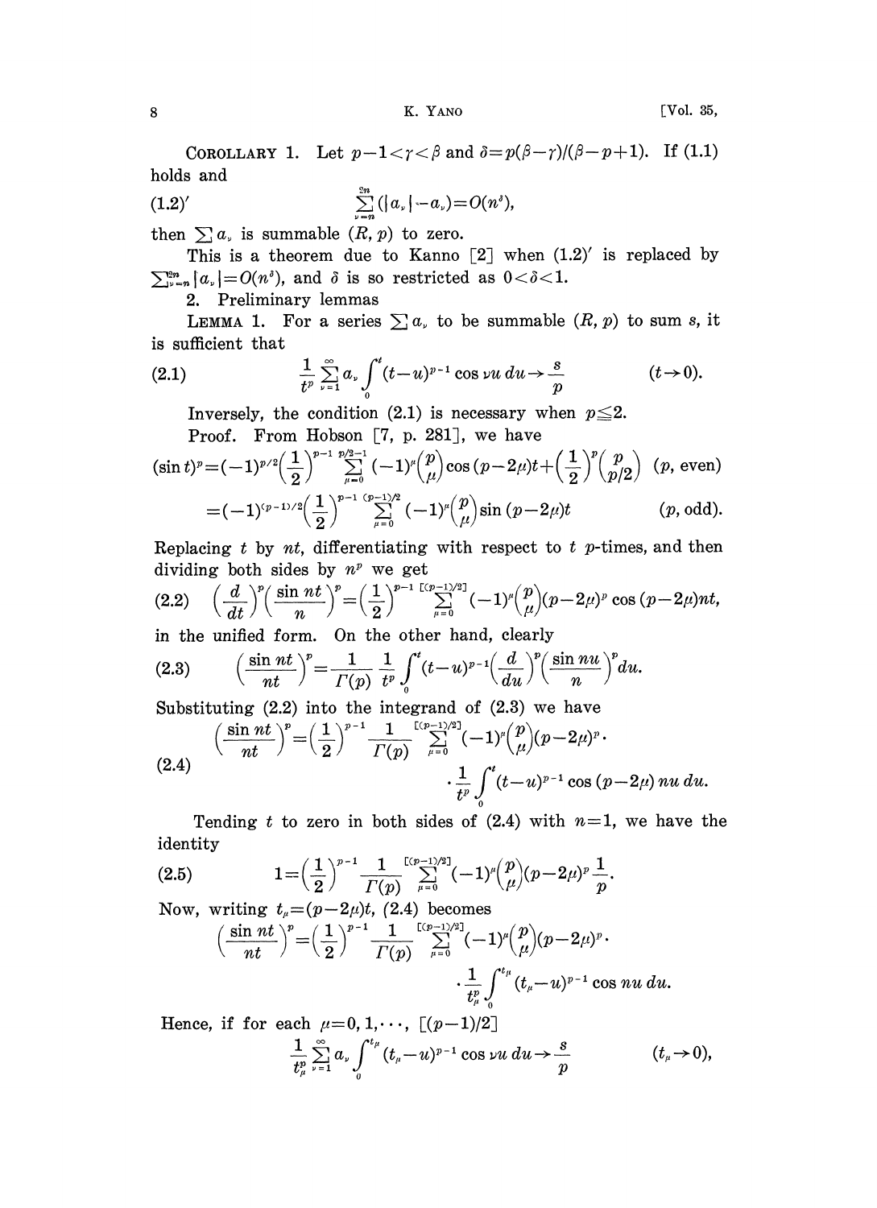COROLLARY 1. Let $p-1<\gamma<\beta$ and $\delta=p(\beta-\gamma)/(\beta-p+1)$. If (1.1) holds and

$$\sum_{\nu=n}^{2n}(|a_\nu|-a_\nu)=O(n^\delta), \tag{1.2$'$}$$

then $\sum a_\nu$ is summable $(R, p)$ to zero.

This is a theorem due to Kanno [2] when (1.2)$'$ is replaced by $\sum_{\nu=n}^{2n}|a_\nu|=O(n^\delta)$, and $\delta$ is so restricted as $0<\delta<1$.

## 2. Preliminary lemmas

LEMMA 1. For a series $\sum a_\nu$ to be summable $(R, p)$ to sum $s$, it is sufficient that

$$\frac{1}{t^p}\sum_{\nu=1}^{\infty}a_\nu\int_0^t(t-u)^{p-1}\cos\nu u\,du\to\frac{s}{p}\qquad(t\to 0). \tag{2.1}$$

Inversely, the condition (2.1) is necessary when $p\leqq 2$.

Proof. From Hobson [7, p. 281], we have

$$(\sin t)^p=(-1)^{p/2}\left(\frac{1}{2}\right)^{p-1}\sum_{\mu=0}^{p/2-1}(-1)^\mu\binom{p}{\mu}\cos(p-2\mu)t+\left(\frac{1}{2}\right)^p\binom{p}{p/2}\quad(p,\text{ even})$$

$$=(-1)^{(p-1)/2}\left(\frac{1}{2}\right)^{p-1}\sum_{\mu=0}^{(p-1)/2}(-1)^\mu\binom{p}{\mu}\sin(p-2\mu)t\qquad(p,\text{ odd}).$$

Replacing $t$ by $nt$, differentiating with respect to $t$ $p$-times, and then dividing both sides by $n^p$ we get

$$\left(\frac{d}{dt}\right)^p\left(\frac{\sin nt}{n}\right)^p=\left(\frac{1}{2}\right)^{p-1}\sum_{\mu=0}^{[(p-1)/2]}(-1)^\mu\binom{p}{\mu}(p-2\mu)^p\cos(p-2\mu)nt, \tag{2.2}$$

in the unified form. On the other hand, clearly

$$\left(\frac{\sin nt}{nt}\right)^p=\frac{1}{\Gamma(p)}\frac{1}{t^p}\int_0^t(t-u)^{p-1}\left(\frac{d}{du}\right)^p\left(\frac{\sin nu}{n}\right)^p du. \tag{2.3}$$

Substituting (2.2) into the integrand of (2.3) we have

$$\left(\frac{\sin nt}{nt}\right)^p=\left(\frac{1}{2}\right)^{p-1}\frac{1}{\Gamma(p)}\sum_{\mu=0}^{[(p-1)/2]}(-1)^\mu\binom{p}{\mu}(p-2\mu)^p\cdot\frac{1}{t^p}\int_0^t(t-u)^{p-1}\cos(p-2\mu)nu\,du. \tag{2.4}$$

Tending $t$ to zero in both sides of (2.4) with $n=1$, we have the identity

$$1=\left(\frac{1}{2}\right)^{p-1}\frac{1}{\Gamma(p)}\sum_{\mu=0}^{[(p-1)/2]}(-1)^\mu\binom{p}{\mu}(p-2\mu)^p\frac{1}{p}. \tag{2.5}$$

Now, writing $t_\mu=(p-2\mu)t$, (2.4) becomes

$$\left(\frac{\sin nt}{nt}\right)^p=\left(\frac{1}{2}\right)^{p-1}\frac{1}{\Gamma(p)}\sum_{\mu=0}^{[(p-1)/2]}(-1)^\mu\binom{p}{\mu}(p-2\mu)^p\cdot\frac{1}{t_\mu^p}\int_0^{t_\mu}(t_\mu-u)^{p-1}\cos nu\,du.$$

Hence, if for each $\mu=0,1,\cdots,[(p-1)/2]$

$$\frac{1}{t_\mu^p}\sum_{\nu=1}^{\infty}a_\nu\int_0^{t_\mu}(t_\mu-u)^{p-1}\cos\nu u\,du\to\frac{s}{p}\qquad(t_\mu\to 0),$$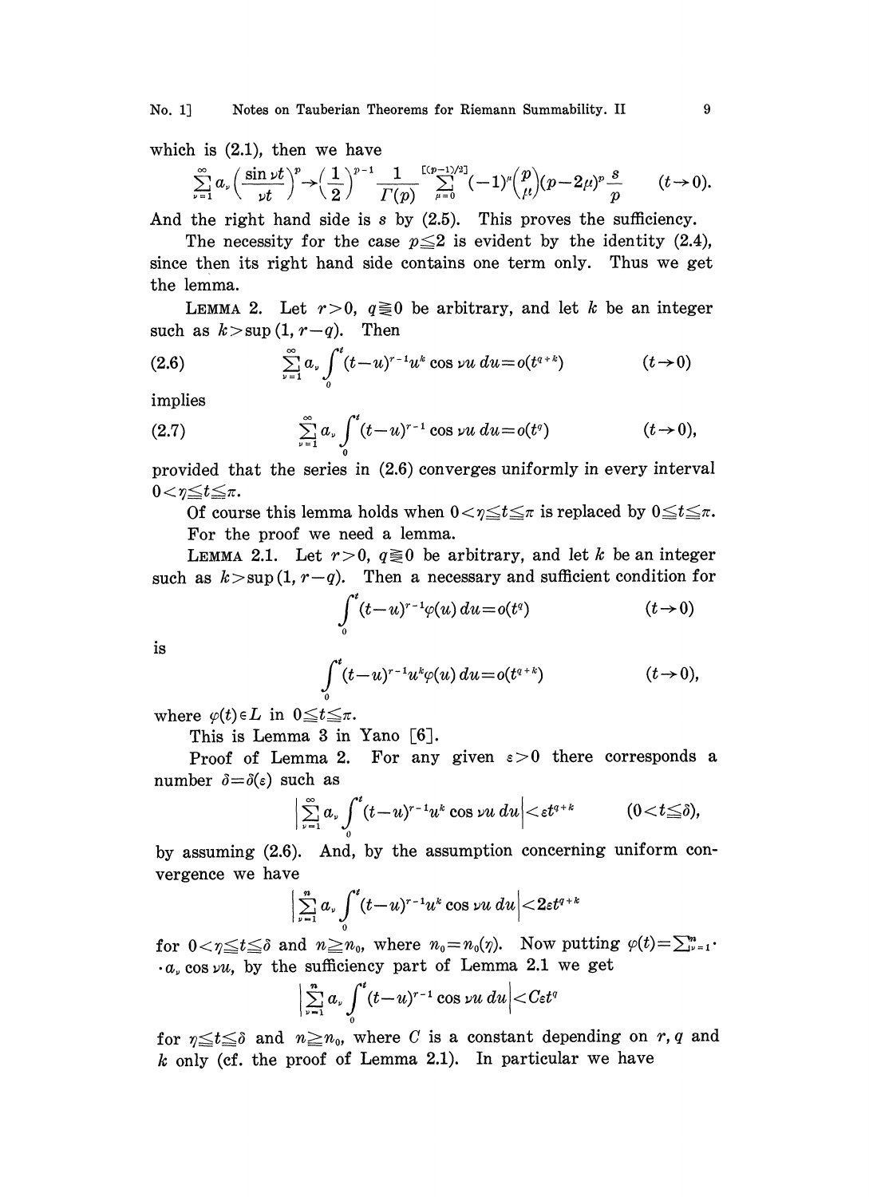which is (2.1), then we have

$$\sum_{\nu=1}^{\infty} a_\nu \left(\frac{\sin \nu t}{\nu t}\right)^p \to \left(\frac{1}{2}\right)^{p-1} \frac{1}{\Gamma(p)} \sum_{\mu=0}^{[(p-1)/2]} (-1)^\mu \binom{p}{\mu} (p-2\mu)^p \frac{s}{p} \qquad (t \to 0).$$

And the right hand side is $s$ by (2.5). This proves the sufficiency.

The necessity for the case $p \leqq 2$ is evident by the identity (2.4), since then its right hand side contains one term only. Thus we get the lemma.

LEMMA 2. Let $r>0$, $q \gtreqqless 0$ be arbitrary, and let $k$ be an integer such as $k > \sup(1, r-q)$. Then

$$\sum_{\nu=1}^{\infty} a_\nu \int_0^t (t-u)^{r-1} u^k \cos \nu u \, du = o(t^{q+k}) \qquad (t \to 0) \tag{2.6}$$

implies

$$\sum_{\nu=1}^{\infty} a_\nu \int_0^t (t-u)^{r-1} \cos \nu u \, du = o(t^q) \qquad (t \to 0), \tag{2.7}$$

provided that the series in (2.6) converges uniformly in every interval $0 < \eta \leqq t \leqq \pi$.

Of course this lemma holds when $0 < \eta \leqq t \leqq \pi$ is replaced by $0 \leqq t \leqq \pi$.

For the proof we need a lemma.

LEMMA 2.1. Let $r>0$, $q \gtreqqless 0$ be arbitrary, and let $k$ be an integer such as $k > \sup(1, r-q)$. Then a necessary and sufficient condition for

$$\int_0^t (t-u)^{r-1} \varphi(u) \, du = o(t^q) \qquad (t \to 0)$$

is

$$\int_0^t (t-u)^{r-1} u^k \varphi(u) \, du = o(t^{q+k}) \qquad (t \to 0),$$

where $\varphi(t) \in L$ in $0 \leqq t \leqq \pi$.

This is Lemma 3 in Yano [6].

Proof of Lemma 2. For any given $\varepsilon > 0$ there corresponds a number $\delta = \delta(\varepsilon)$ such as

$$\left| \sum_{\nu=1}^{\infty} a_\nu \int_0^t (t-u)^{r-1} u^k \cos \nu u \, du \right| < \varepsilon t^{q+k} \qquad (0 < t \leqq \delta),$$

by assuming (2.6). And, by the assumption concerning uniform convergence we have

$$\left| \sum_{\nu=1}^{n} a_\nu \int_0^t (t-u)^{r-1} u^k \cos \nu u \, du \right| < 2\varepsilon t^{q+k}$$

for $0 < \eta \leqq t \leqq \delta$ and $n \geqq n_0$, where $n_0 = n_0(\eta)$. Now putting $\varphi(t) = \sum_{\nu=1}^{n} \cdot a_\nu \cos \nu u$, by the sufficiency part of Lemma 2.1 we get

$$\left| \sum_{\nu=1}^{n} a_\nu \int_0^t (t-u)^{r-1} \cos \nu u \, du \right| < C\varepsilon t^q$$

for $\eta \leqq t \leqq \delta$ and $n \geqq n_0$, where $C$ is a constant depending on $r, q$ and $k$ only (cf. the proof of Lemma 2.1). In particular we have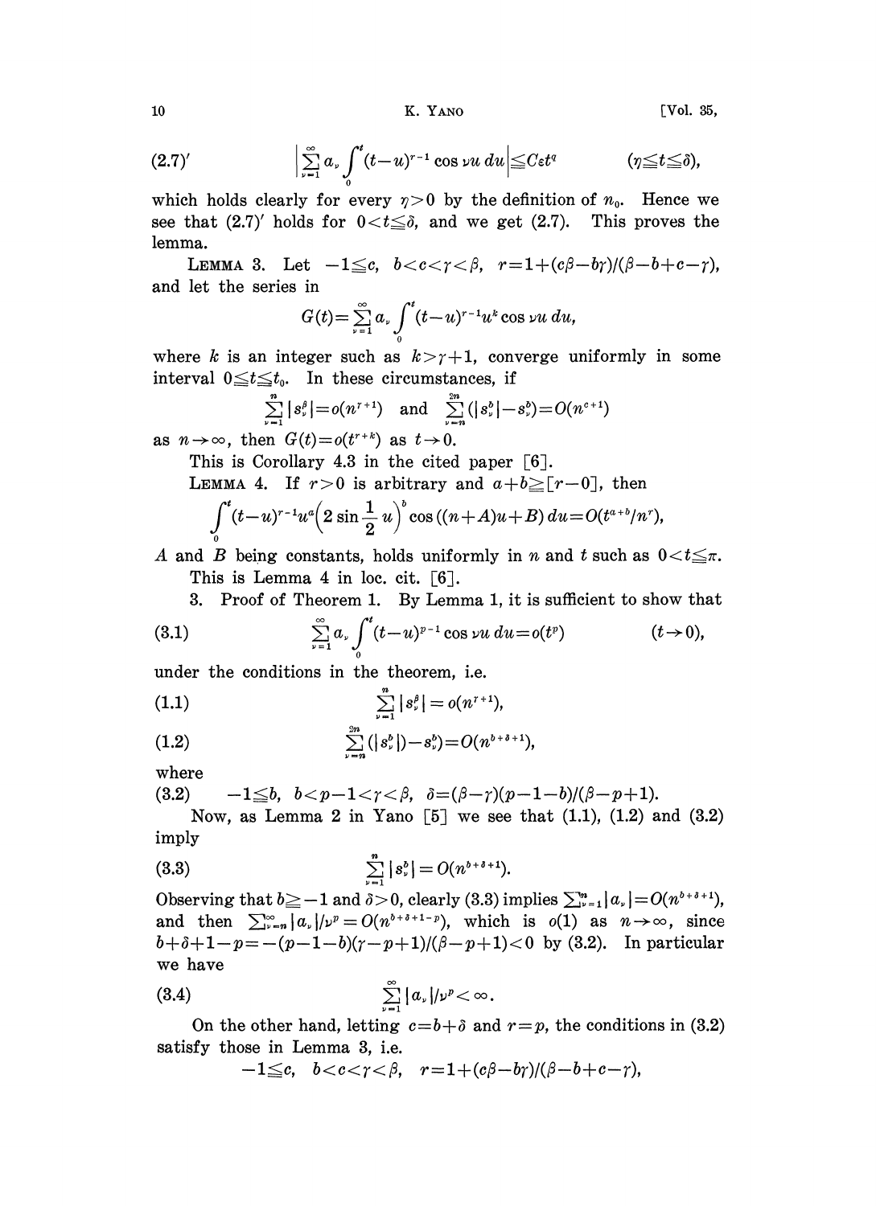$$(2.7)' \qquad \left|\sum_{\nu=1}^{\infty} a_\nu \int_0^t (t-u)^{r-1} \cos \nu u \, du\right| \leqq C\varepsilon t^q \qquad (\eta \leqq t \leqq \delta),$$

which holds clearly for every $\eta>0$ by the definition of $n_0$. Hence we see that (2.7)' holds for $0<t\leqq\delta$, and we get (2.7). This proves the lemma.

LEMMA 3. Let $-1\leqq c,\ b<c<\gamma<\beta,\ r=1+(c\beta-b\gamma)/(\beta-b+c-\gamma)$, and let the series in

$$G(t)=\sum_{\nu=1}^{\infty} a_\nu \int_0^t (t-u)^{r-1} u^k \cos \nu u \, du,$$

where $k$ is an integer such as $k>\gamma+1$, converge uniformly in some interval $0\leqq t\leqq t_0$. In these circumstances, if

$$\sum_{\nu=1}^{n} |s_\nu^\beta| = o(n^{\gamma+1}) \quad \text{and} \quad \sum_{\nu=n}^{2n} (|s_\nu^b|-s_\nu^b)=O(n^{c+1})$$

as $n\to\infty$, then $G(t)=o(t^{r+k})$ as $t\to 0$.

This is Corollary 4.3 in the cited paper [6].

LEMMA 4. If $r>0$ is arbitrary and $a+b\geqq[r-0]$, then

$$\int_0^t (t-u)^{r-1} u^a \left(2\sin\frac{1}{2}u\right)^b \cos((n+A)u+B)\, du = O(t^{a+b}/n^r),$$

$A$ and $B$ being constants, holds uniformly in $n$ and $t$ such as $0<t\leqq\pi$.

This is Lemma 4 in loc. cit. [6].

3. Proof of Theorem 1. By Lemma 1, it is sufficient to show that

$$(3.1) \qquad \sum_{\nu=1}^{\infty} a_\nu \int_0^t (t-u)^{p-1} \cos \nu u \, du = o(t^p) \qquad (t\to 0),$$

under the conditions in the theorem, i.e.

$$(1.1) \qquad \sum_{\nu=1}^{n} |s_\nu^\beta| = o(n^{\gamma+1}),$$

$$(1.2) \qquad \sum_{\nu=n}^{2n} (|s_\nu^b|) - s_\nu^b) = O(n^{b+\delta+1}),$$

where

$$(3.2) \qquad -1\leqq b,\ b<p-1<\gamma<\beta,\ \delta=(\beta-\gamma)(p-1-b)/(\beta-p+1).$$

Now, as Lemma 2 in Yano [5] we see that (1.1), (1.2) and (3.2) imply

$$(3.3) \qquad \sum_{\nu=1}^{n} |s_\nu^b| = O(n^{b+\delta+1}).$$

Observing that $b\geqq -1$ and $\delta>0$, clearly (3.3) implies $\sum_{\nu=1}^{n}|a_\nu|=O(n^{b+\delta+1})$, and then $\sum_{\nu=n}^{\infty}|a_\nu|/\nu^p=O(n^{b+\delta+1-p})$, which is $o(1)$ as $n\to\infty$, since $b+\delta+1-p=-(p-1-b)(\gamma-p+1)/(\beta-p+1)<0$ by (3.2). In particular we have

$$(3.4) \qquad \sum_{\nu=1}^{\infty} |a_\nu|/\nu^p < \infty.$$

On the other hand, letting $c=b+\delta$ and $r=p$, the conditions in (3.2) satisfy those in Lemma 3, i.e.

$$-1\leqq c,\quad b<c<\gamma<\beta,\quad r=1+(c\beta-b\gamma)/(\beta-b+c-\gamma),$$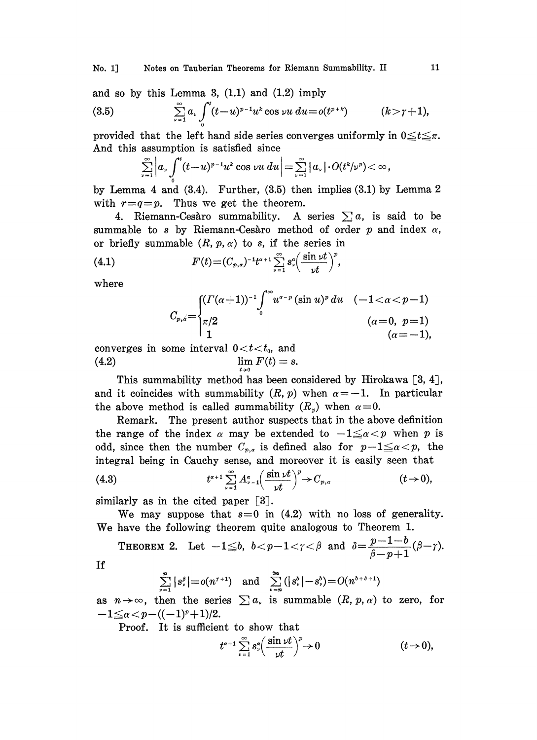and so by this Lemma 3, (1.1) and (1.2) imply

$$\sum_{\nu=1}^{\infty} a_\nu \int_0^t (t-u)^{p-1} u^k \cos \nu u \, du = o(t^{p+k}) \qquad (k > \gamma + 1), \tag{3.5}$$

provided that the left hand side series converges uniformly in $0 \leqq t \leqq \pi$. And this assumption is satisfied since

$$\sum_{\nu=1}^{\infty} \left| a_\nu \int_0^t (t-u)^{p-1} u^k \cos \nu u \, du \right| = \sum_{\nu=1}^{\infty} |a_\nu| \cdot O(t^k/\nu^p) < \infty,$$

by Lemma 4 and (3.4). Further, (3.5) then implies (3.1) by Lemma 2 with $r = q = p$. Thus we get the theorem.

4. Riemann-Cesàro summability. A series $\sum a_\nu$ is said to be summable to $s$ by Riemann-Cesàro method of order $p$ and index $\alpha$, or briefly summable $(R, p, \alpha)$ to $s$, if the series in

$$F(t) = (C_{p,\alpha})^{-1} t^{\alpha+1} \sum_{\nu=1}^{\infty} s_\nu^\alpha \left( \frac{\sin \nu t}{\nu t} \right)^p, \tag{4.1}$$

where

$$C_{p,\alpha} = \begin{cases} (\Gamma(\alpha+1))^{-1} \int_0^\infty u^{\alpha-p} (\sin u)^p \, du & (-1 < \alpha < p-1) \\ \pi/2 & (\alpha = 0,\ p = 1) \\ 1 & (\alpha = -1), \end{cases}$$

converges in some interval $0 < t < t_0$, and

$$\lim_{t \to 0} F(t) = s. \tag{4.2}$$

This summability method has been considered by Hirokawa [3, 4], and it coincides with summability $(R, p)$ when $\alpha = -1$. In particular the above method is called summability $(R_p)$ when $\alpha = 0$.

Remark. The present author suspects that in the above definition the range of the index $\alpha$ may be extended to $-1 \leqq \alpha < p$ when $p$ is odd, since then the number $C_{p,\alpha}$ is defined also for $p - 1 \leqq \alpha < p$, the integral being in Cauchy sense, and moreover it is easily seen that

$$t^{\alpha+1} \sum_{\nu=1}^{\infty} A_{\nu-1}^\alpha \left( \frac{\sin \nu t}{\nu t} \right)^p \to C_{p,\alpha} \qquad (t \to 0), \tag{4.3}$$

similarly as in the cited paper [3].

We may suppose that $s = 0$ in (4.2) with no loss of generality. We have the following theorem quite analogous to Theorem 1.

**Theorem 2.** Let $-1 \leqq b$, $b < p - 1 < \gamma < \beta$ and $\delta = \dfrac{p-1-b}{\beta - p + 1}(\beta - \gamma)$. If

$$\sum_{\nu=1}^{n} |s_\nu^\beta| = o(n^{\gamma+1}) \quad \text{and} \quad \sum_{\nu=n}^{2n} (|s_\nu^b| - s_\nu^b) = O(n^{b+\delta+1})$$

as $n \to \infty$, then the series $\sum a_\nu$ is summable $(R, p, \alpha)$ to zero, for $-1 \leqq \alpha < p - ((-1)^p + 1)/2$.

Proof. It is sufficient to show that

$$t^{\alpha+1} \sum_{\nu=1}^{\infty} s_\nu^\alpha \left( \frac{\sin \nu t}{\nu t} \right)^p \to 0 \qquad (t \to 0),$$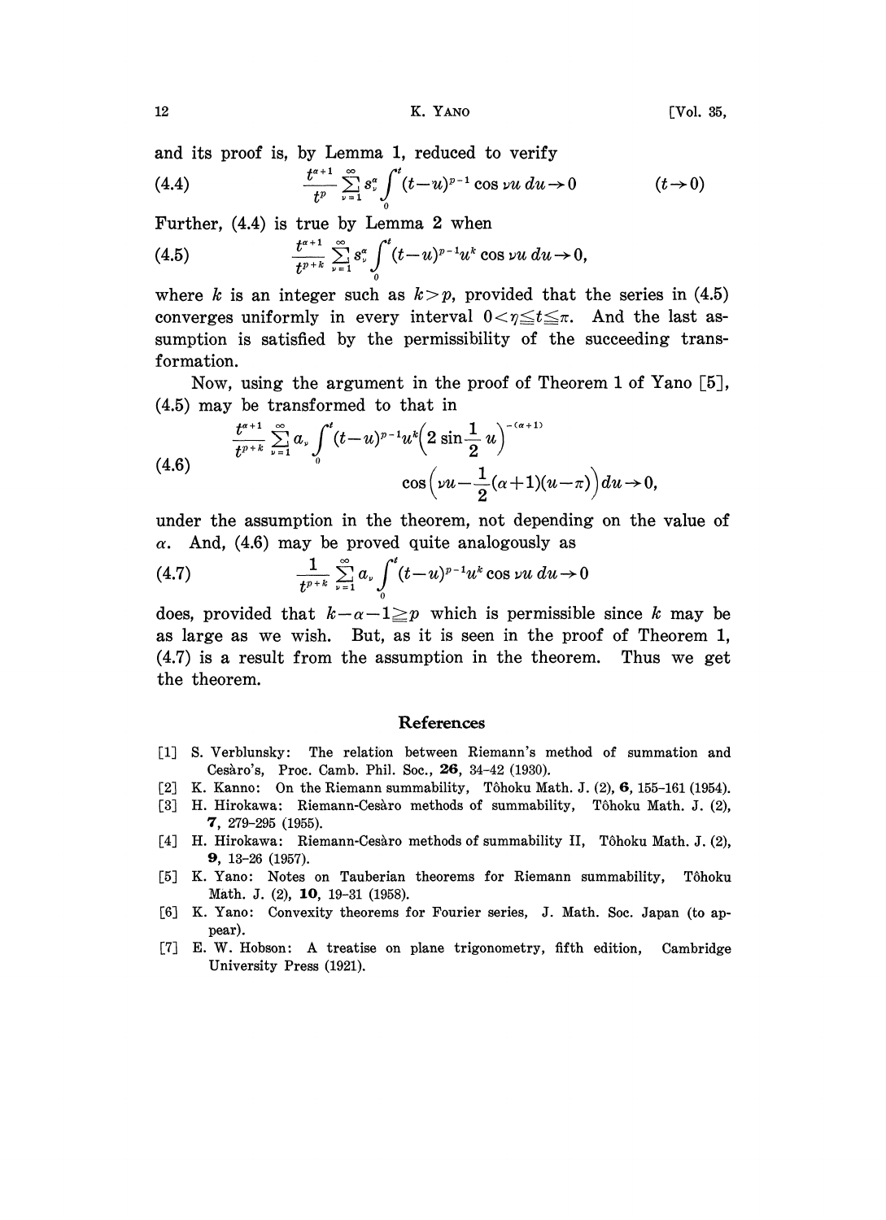and its proof is, by Lemma 1, reduced to verify

$$\frac{t^{\alpha+1}}{t^p}\sum_{\nu=1}^{\infty} s_\nu^\alpha \int_0^t (t-u)^{p-1}\cos \nu u \, du \to 0 \qquad (t\to 0) \tag{4.4}$$

Further, (4.4) is true by Lemma 2 when

$$\frac{t^{\alpha+1}}{t^{p+k}}\sum_{\nu=1}^{\infty} s_\nu^\alpha \int_0^t (t-u)^{p-1}u^k\cos \nu u \, du \to 0, \tag{4.5}$$

where $k$ is an integer such as $k>p$, provided that the series in (4.5) converges uniformly in every interval $0<\eta\leqq t\leqq\pi$. And the last assumption is satisfied by the permissibility of the succeeding transformation.

Now, using the argument in the proof of Theorem 1 of Yano [5], (4.5) may be transformed to that in

$$\frac{t^{\alpha+1}}{t^{p+k}}\sum_{\nu=1}^{\infty} a_\nu \int_0^t (t-u)^{p-1}u^k\left(2\sin\frac{1}{2}u\right)^{-(\alpha+1)} \cos\left(\nu u-\frac{1}{2}(\alpha+1)(u-\pi)\right)du \to 0, \tag{4.6}$$

under the assumption in the theorem, not depending on the value of $\alpha$. And, (4.6) may be proved quite analogously as

$$\frac{1}{t^{p+k}}\sum_{\nu=1}^{\infty} a_\nu \int_0^t (t-u)^{p-1}u^k\cos \nu u \, du \to 0 \tag{4.7}$$

does, provided that $k-\alpha-1\geqq p$ which is permissible since $k$ may be as large as we wish. But, as it is seen in the proof of Theorem 1, (4.7) is a result from the assumption in the theorem. Thus we get the theorem.

## References

[1] S. Verblunsky: The relation between Riemann's method of summation and Cesàro's, Proc. Camb. Phil. Soc., **26**, 34–42 (1930).

[2] K. Kanno: On the Riemann summability, Tôhoku Math. J. (2), **6**, 155–161 (1954).

[3] H. Hirokawa: Riemann-Cesàro methods of summability, Tôhoku Math. J. (2), **7**, 279–295 (1955).

[4] H. Hirokawa: Riemann-Cesàro methods of summability II, Tôhoku Math. J. (2), **9**, 13–26 (1957).

[5] K. Yano: Notes on Tauberian theorems for Riemann summability, Tôhoku Math. J. (2), **10**, 19–31 (1958).

[6] K. Yano: Convexity theorems for Fourier series, J. Math. Soc. Japan (to appear).

[7] E. W. Hobson: A treatise on plane trigonometry, fifth edition, Cambridge University Press (1921).